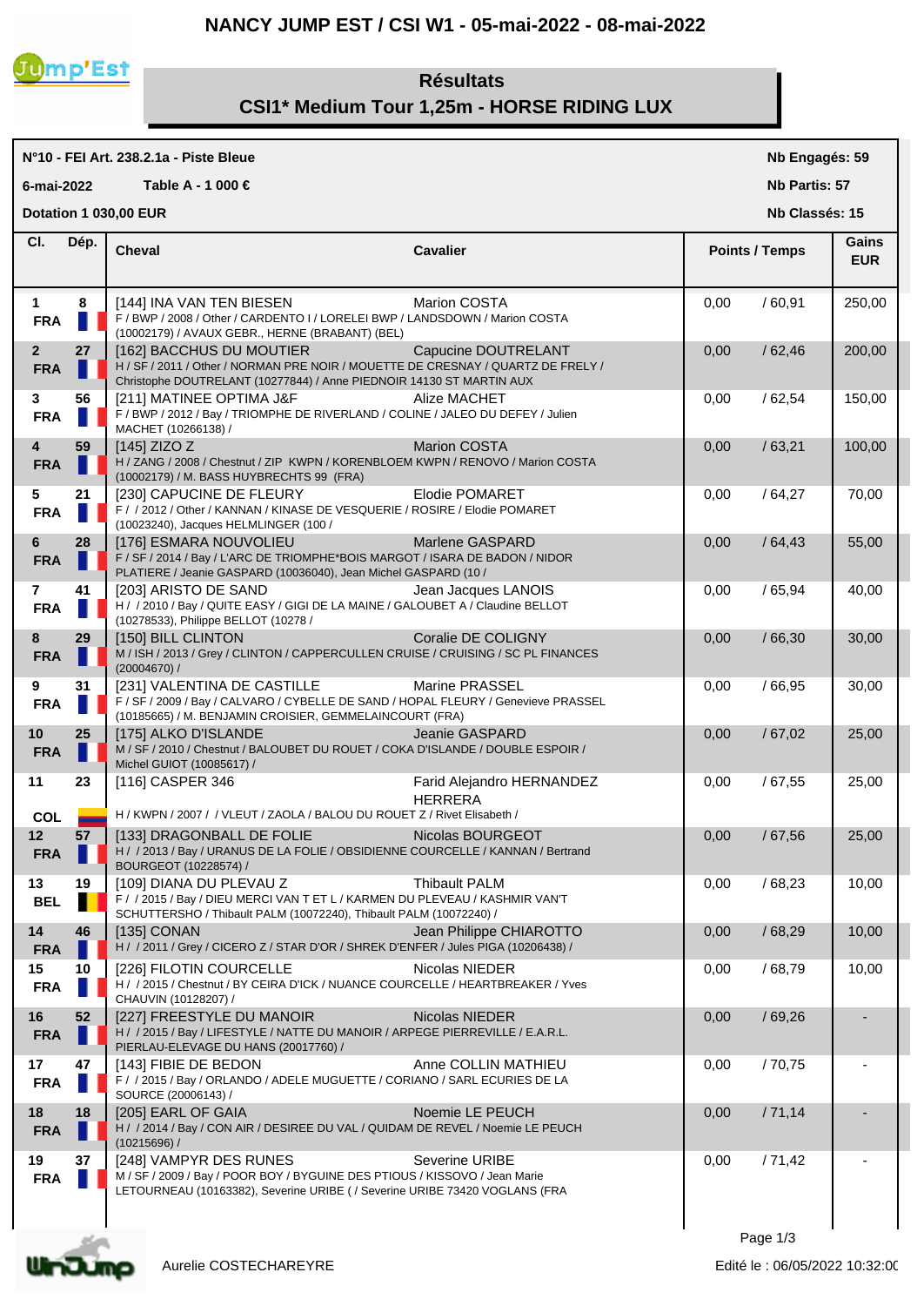# NANCY JUMP EST / CSI W1 - 05-mai-2022 - 08-mai-2022

## Résultats

## CSI1* Medium Tour 1,25m - HORSE RIDING LUX

**N°10 - FEI Art. 238.2.1a - Piste Bleue**

**6-mai-2022** **Table A - 1 000 €**

**Dotation 1 030,00 EUR**

**Nb Engagés: 59**

**Nb Partis: 57**

**Nb Classés: 15**

| Cl. | Dép. | Cheval | Cavalier | Points / Temps | | Gains EUR |
|---|---|---|---|---|---|---|
| 1 FRA | 8 | [144] INA VAN TEN BIESEN<br>F / BWP / 2008 / Other / CARDENTO I / LORELEI BWP / LANDSDOWN / Marion COSTA (10002179) / AVAUX GEBR., HERNE (BRABANT) (BEL) | Marion COSTA | 0,00 | / 60,91 | 250,00 |
| 2 FRA | 27 | [162] BACCHUS DU MOUTIER<br>H / SF / 2011 / Other / NORMAN PRE NOIR / MOUETTE DE CRESNAY / QUARTZ DE FRELY / Christophe DOUTRELANT (10277844) / Anne PIEDNOIR 14130 ST MARTIN AUX | Capucine DOUTRELANT | 0,00 | / 62,46 | 200,00 |
| 3 FRA | 56 | [211] MATINEE OPTIMA J&F<br>F / BWP / 2012 / Bay / TRIOMPHE DE RIVERLAND / COLINE / JALEO DU DEFEY / Julien MACHET (10266138) / | Alize MACHET | 0,00 | / 62,54 | 150,00 |
| 4 FRA | 59 | [145] ZIZO Z<br>H / ZANG / 2008 / Chestnut / ZIP KWPN / KORENBLOEM KWPN / RENOVO / Marion COSTA (10002179) / M. BASS HUYBRECHTS 99 (FRA) | Marion COSTA | 0,00 | / 63,21 | 100,00 |
| 5 FRA | 21 | [230] CAPUCINE DE FLEURY<br>F / / 2012 / Other / KANNAN / KINASE DE VESQUERIE / ROSIRE / Elodie POMARET (10023240), Jacques HELMLINGER (100 / | Elodie POMARET | 0,00 | / 64,27 | 70,00 |
| 6 FRA | 28 | [176] ESMARA NOUVOLIEU<br>F / SF / 2014 / Bay / L'ARC DE TRIOMPHE*BOIS MARGOT / ISARA DE BADON / NIDOR PLATIERE / Jeanie GASPARD (10036040), Jean Michel GASPARD (10 / | Marlene GASPARD | 0,00 | / 64,43 | 55,00 |
| 7 FRA | 41 | [203] ARISTO DE SAND<br>H / / 2010 / Bay / QUITE EASY / GIGI DE LA MAINE / GALOUBET A / Claudine BELLOT (10278533), Philippe BELLOT (10278 / | Jean Jacques LANOIS | 0,00 | / 65,94 | 40,00 |
| 8 FRA | 29 | [150] BILL CLINTON<br>M / ISH / 2013 / Grey / CLINTON / CAPPERCULLEN CRUISE / CRUISING / SC PL FINANCES (20004670) / | Coralie DE COLIGNY | 0,00 | / 66,30 | 30,00 |
| 9 FRA | 31 | [231] VALENTINA DE CASTILLE<br>F / SF / 2009 / Bay / CALVARO / CYBELLE DE SAND / HOPAL FLEURY / Genevieve PRASSEL (10185665) / M. BENJAMIN CROISIER, GEMMELAINCOURT (FRA) | Marine PRASSEL | 0,00 | / 66,95 | 30,00 |
| 10 FRA | 25 | [175] ALKO D'ISLANDE<br>M / SF / 2010 / Chestnut / BALOUBET DU ROUET / COKA D'ISLANDE / DOUBLE ESPOIR / Michel GUIOT (10085617) / | Jeanie GASPARD | 0,00 | / 67,02 | 25,00 |
| 11 COL | 23 | [116] CASPER 346<br>H / KWPN / 2007 / / VLEUT / ZAOLA / BALOU DU ROUET Z / Rivet Elisabeth / | Farid Alejandro HERNANDEZ HERRERA | 0,00 | / 67,55 | 25,00 |
| 12 FRA | 57 | [133] DRAGONBALL DE FOLIE<br>H / / 2013 / Bay / URANUS DE LA FOLIE / OBSIDIENNE COURCELLE / KANNAN / Bertrand BOURGEOT (10228574) / | Nicolas BOURGEOT | 0,00 | / 67,56 | 25,00 |
| 13 BEL | 19 | [109] DIANA DU PLEVAU Z<br>F / / 2015 / Bay / DIEU MERCI VAN T ET L / KARMEN DU PLEVEAU / KASHMIR VAN'T SCHUTTERSHO / Thibault PALM (10072240), Thibault PALM (10072240) / | Thibault PALM | 0,00 | / 68,23 | 10,00 |
| 14 FRA | 46 | [135] CONAN<br>H / / 2011 / Grey / CICERO Z / STAR D'OR / SHREK D'ENFER / Jules PIGA (10206438) / | Jean Philippe CHIAROTTO | 0,00 | / 68,29 | 10,00 |
| 15 FRA | 10 | [226] FILOTIN COURCELLE<br>H / / 2015 / Chestnut / BY CEIRA D'ICK / NUANCE COURCELLE / HEARTBREAKER / Yves CHAUVIN (10128207) / | Nicolas NIEDER | 0,00 | / 68,79 | 10,00 |
| 16 FRA | 52 | [227] FREESTYLE DU MANOIR<br>H / / 2015 / Bay / LIFESTYLE / NATTE DU MANOIR / ARPEGE PIERREVILLE / E.A.R.L. PIERLAU-ELEVAGE DU HANS (20017760) / | Nicolas NIEDER | 0,00 | / 69,26 | - |
| 17 FRA | 47 | [143] FIBIE DE BEDON<br>F / / 2015 / Bay / ORLANDO / ADELE MUGUETTE / CORIANO / SARL ECURIES DE LA SOURCE (20006143) / | Anne COLLIN MATHIEU | 0,00 | / 70,75 | - |
| 18 FRA | 18 | [205] EARL OF GAIA<br>H / / 2014 / Bay / CON AIR / DESIREE DU VAL / QUIDAM DE REVEL / Noemie LE PEUCH (10215696) / | Noemie LE PEUCH | 0,00 | / 71,14 | - |
| 19 FRA | 37 | [248] VAMPYR DES RUNES<br>M / SF / 2009 / Bay / POOR BOY / BYGUINE DES PTIOUS / KISSOVO / Jean Marie LETOURNEAU (10163382), Severine URIBE ( / Severine URIBE 73420 VOGLANS (FRA | Severine URIBE | 0,00 | / 71,42 | - |

Aurelie COSTECHAREYRE

Edité le : 06/05/2022 10:32:00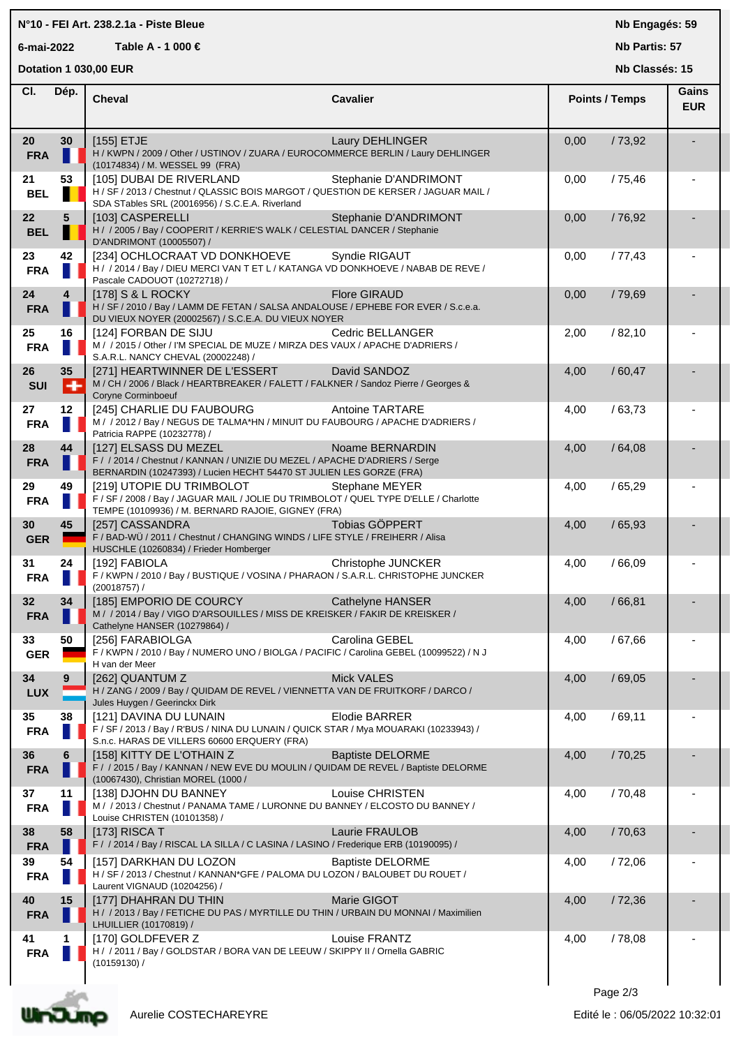N°10 - FEI Art. 238.2.1a - Piste Bleue

6-mai-2022 — Table A - 1 000 €

Dotation 1 030,00 EUR

Nb Engagés: 59
Nb Partis: 57
Nb Classés: 15

| Cl. | Dép. | Cheval | Cavalier | Points | Temps | Gains EUR |
|---|---|---|---|---|---|---|
| 20 FRA | 30 | [155] ETJE<br>H / KWPN / 2009 / Other / USTINOV / ZUARA / EUROCOMMERCE BERLIN / Laury DEHLINGER (10174834) / M. WESSEL 99 (FRA) | Laury DEHLINGER | 0,00 | / 73,92 | - |
| 21 BEL | 53 | [105] DUBAI DE RIVERLAND<br>H / SF / 2013 / Chestnut / QLASSIC BOIS MARGOT / QUESTION DE KERSER / JAGUAR MAIL / SDA STables SRL (20016956) / S.C.E.A. Riverland | Stephanie D'ANDRIMONT | 0,00 | / 75,46 | - |
| 22 BEL | 5 | [103] CASPERELLI<br>H / / 2005 / Bay / COOPERIT / KERRIE'S WALK / CELESTIAL DANCER / Stephanie D'ANDRIMONT (10005507) / | Stephanie D'ANDRIMONT | 0,00 | / 76,92 | - |
| 23 FRA | 42 | [234] OCHLOCRAAT VD DONKHOEVE<br>H / / 2014 / Bay / DIEU MERCI VAN T ET L / KATANGA VD DONKHOEVE / NABAB DE REVE / Pascale CADOUOT (10272718) / | Syndie RIGAUT | 0,00 | / 77,43 | - |
| 24 FRA | 4 | [178] S & L ROCKY<br>H / SF / 2010 / Bay / LAMM DE FETAN / SALSA ANDALOUSE / EPHEBE FOR EVER / S.c.e.a. DU VIEUX NOYER (20002567) / S.C.E.A. DU VIEUX NOYER | Flore GIRAUD | 0,00 | / 79,69 | - |
| 25 FRA | 16 | [124] FORBAN DE SIJU<br>M / / 2015 / Other / I'M SPECIAL DE MUZE / MIRZA DES VAUX / APACHE D'ADRIERS / S.A.R.L. NANCY CHEVAL (20002248) / | Cedric BELLANGER | 2,00 | / 82,10 | - |
| 26 SUI | 35 | [271] HEARTWINNER DE L'ESSERT<br>M / CH / 2006 / Black / HEARTBREAKER / FALETT / FALKNER / Sandoz Pierre / Georges & Coryne Corminboeuf | David SANDOZ | 4,00 | / 60,47 | - |
| 27 FRA | 12 | [245] CHARLIE DU FAUBOURG<br>M / / 2012 / Bay / NEGUS DE TALMA*HN / MINUIT DU FAUBOURG / APACHE D'ADRIERS / Patricia RAPPE (10232778) / | Antoine TARTARE | 4,00 | / 63,73 | - |
| 28 FRA | 44 | [127] ELSASS DU MEZEL<br>F / / 2014 / Chestnut / KANNAN / UNIZIE DU MEZEL / APACHE D'ADRIERS / Serge BERNARDIN (10247393) / Lucien HECHT 54470 ST JULIEN LES GORZE (FRA) | Noame BERNARDIN | 4,00 | / 64,08 | - |
| 29 FRA | 49 | [219] UTOPIE DU TRIMBOLOT<br>F / SF / 2008 / Bay / JAGUAR MAIL / JOLIE DU TRIMBOLOT / QUEL TYPE D'ELLE / Charlotte TEMPE (10109936) / M. BERNARD RAJOIE, GIGNEY (FRA) | Stephane MEYER | 4,00 | / 65,29 | - |
| 30 GER | 45 | [257] CASSANDRA<br>F / BAD-WÜ / 2011 / Chestnut / CHANGING WINDS / LIFE STYLE / FREIHERR / Alisa HUSCHLE (10260834) / Frieder Homberger | Tobias GÖPPERT | 4,00 | / 65,93 | - |
| 31 FRA | 24 | [192] FABIOLA<br>F / KWPN / 2010 / Bay / BUSTIQUE / VOSINA / PHARAON / S.A.R.L. CHRISTOPHE JUNCKER (20018757) / | Christophe JUNCKER | 4,00 | / 66,09 | - |
| 32 FRA | 34 | [185] EMPORIO DE COURCY<br>M / / 2014 / Bay / VIGO D'ARSOUILLES / MISS DE KREISKER / FAKIR DE KREISKER / Cathelyne HANSER (10279864) / | Cathelyne HANSER | 4,00 | / 66,81 | - |
| 33 GER | 50 | [256] FARABIOLGA<br>F / KWPN / 2010 / Bay / NUMERO UNO / BIOLGA / PACIFIC / Carolina GEBEL (10099522) / N J H van der Meer | Carolina GEBEL | 4,00 | / 67,66 | - |
| 34 LUX | 9 | [262] QUANTUM Z<br>H / ZANG / 2009 / Bay / QUIDAM DE REVEL / VIENNETTA VAN DE FRUITKORF / DARCO / Jules Huygen / Geerinckx Dirk | Mick VALES | 4,00 | / 69,05 | - |
| 35 FRA | 38 | [121] DAVINA DU LUNAIN<br>F / SF / 2013 / Bay / R'BUS / NINA DU LUNAIN / QUICK STAR / Mya MOUARAKI (10233943) / S.n.c. HARAS DE VILLERS 60600 ERQUERY (FRA) | Elodie BARRER | 4,00 | / 69,11 | - |
| 36 FRA | 6 | [158] KITTY DE L'OTHAIN Z<br>F / / 2015 / Bay / KANNAN / NEW EVE DU MOULIN / QUIDAM DE REVEL / Baptiste DELORME (10067430), Christian MOREL (1000 / | Baptiste DELORME | 4,00 | / 70,25 | - |
| 37 FRA | 11 | [138] DJOHN DU BANNEY<br>M / / 2013 / Chestnut / PANAMA TAME / LURONNE DU BANNEY / ELCOSTO DU BANNEY / Louise CHRISTEN (10101358) / | Louise CHRISTEN | 4,00 | / 70,48 | - |
| 38 FRA | 58 | [173] RISCA T<br>F / / 2014 / Bay / RISCAL LA SILLA / C LASINA / LASINO / Frederique ERB (10190095) / | Laurie FRAULOB | 4,00 | / 70,63 | - |
| 39 FRA | 54 | [157] DARKHAN DU LOZON<br>H / SF / 2013 / Chestnut / KANNAN*GFE / PALOMA DU LOZON / BALOUBET DU ROUET / Laurent VIGNAUD (10204256) / | Baptiste DELORME | 4,00 | / 72,06 | - |
| 40 FRA | 15 | [177] DHAHRAN DU THIN<br>H / / 2013 / Bay / FETICHE DU PAS / MYRTILLE DU THIN / URBAIN DU MONNAI / Maximilien LHUILLIER (10170819) / | Marie GIGOT | 4,00 | / 72,36 | - |
| 41 FRA | 1 | [170] GOLDFEVER Z<br>H / / 2011 / Bay / GOLDSTAR / BORA VAN DE LEEUW / SKIPPY II / Ornella GABRIC (10159130) / | Louise FRANTZ | 4,00 | / 78,08 | - |

Aurelie COSTECHAREYRE

Edité le : 06/05/2022 10:32:01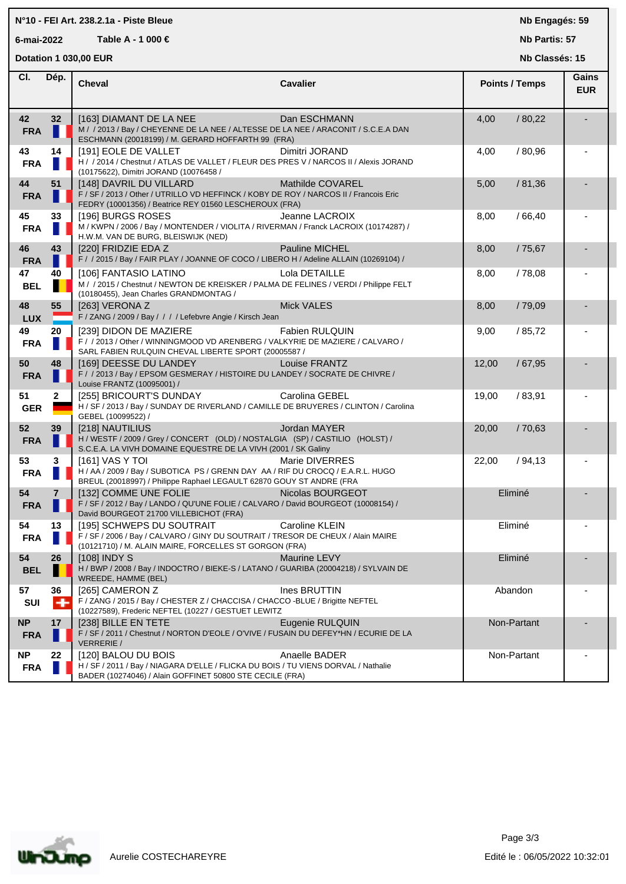**N°10 - FEI Art. 238.2.1a - Piste Bleue**

**6-mai-2022** **Table A - 1 000 €**

**Dotation 1 030,00 EUR**

**Nb Engagés: 59**

**Nb Partis: 57**

**Nb Classés: 15**

| Cl. | Dép. | Cheval | Cavalier | Points / Temps | Gains EUR |
|---|---|---|---|---|---|
| 42 FRA | 32 | [163] DIAMANT DE LA NEE<br>M / / 2013 / Bay / CHEYENNE DE LA NEE / ALTESSE DE LA NEE / ARACONIT / S.C.E.A DAN ESCHMANN (20018199) / M. GERARD HOFFARTH 99 (FRA) | Dan ESCHMANN | 4,00 / 80,22 | - |
| 43 FRA | 14 | [191] EOLE DE VALLET<br>H / / 2014 / Chestnut / ATLAS DE VALLET / FLEUR DES PRES V / NARCOS II / Alexis JORAND (10175622), Dimitri JORAND (10076458 / | Dimitri JORAND | 4,00 / 80,96 | - |
| 44 FRA | 51 | [148] DAVRIL DU VILLARD<br>F / SF / 2013 / Other / UTRILLO VD HEFFINCK / KOBY DE ROY / NARCOS II / Francois Eric FEDRY (10001356) / Beatrice REY 01560 LESCHEROUX (FRA) | Mathilde COVAREL | 5,00 / 81,36 | - |
| 45 FRA | 33 | [196] BURGS ROSES<br>M / KWPN / 2006 / Bay / MONTENDER / VIOLITA / RIVERMAN / Franck LACROIX (10174287) / H.W.M. VAN DE BURG, BLEISWIJK (NED) | Jeanne LACROIX | 8,00 / 66,40 | - |
| 46 FRA | 43 | [220] FRIDZIE EDA Z<br>F / / 2015 / Bay / FAIR PLAY / JOANNE OF COCO / LIBERO H / Adeline ALLAIN (10269104) / | Pauline MICHEL | 8,00 / 75,67 | - |
| 47 BEL | 40 | [106] FANTASIO LATINO<br>M / / 2015 / Chestnut / NEWTON DE KREISKER / PALMA DE FELINES / VERDI / Philippe FELT (10180455), Jean Charles GRANDMONTAG / | Lola DETAILLE | 8,00 / 78,08 | - |
| 48 LUX | 55 | [263] VERONA Z<br>F / ZANG / 2009 / Bay / / / / Lefebvre Angie / Kirsch Jean | Mick VALES | 8,00 / 79,09 | - |
| 49 FRA | 20 | [239] DIDON DE MAZIERE<br>F / / 2013 / Other / WINNINGMOOD VD ARENBERG / VALKYRIE DE MAZIERE / CALVARO / SARL FABIEN RULQUIN CHEVAL LIBERTE SPORT (20005587 / | Fabien RULQUIN | 9,00 / 85,72 | - |
| 50 FRA | 48 | [169] DEESSE DU LANDEY<br>F / / 2013 / Bay / EPSOM GESMERAY / HISTOIRE DU LANDEY / SOCRATE DE CHIVRE / Louise FRANTZ (10095001) / | Louise FRANTZ | 12,00 / 67,95 | - |
| 51 GER | 2 | [255] BRICOURT'S DUNDAY<br>H / SF / 2013 / Bay / SUNDAY DE RIVERLAND / CAMILLE DE BRUYERES / CLINTON / Carolina GEBEL (10099522) / | Carolina GEBEL | 19,00 / 83,91 | - |
| 52 FRA | 39 | [218] NAUTILIUS<br>H / WESTF / 2009 / Grey / CONCERT (OLD) / NOSTALGIA (SP) / CASTILIO (HOLST) / S.C.E.A. LA VIVH DOMAINE EQUESTRE DE LA VIVH (2001 / SK Galiny | Jordan MAYER | 20,00 / 70,63 | - |
| 53 FRA | 3 | [161] VAS Y TOI<br>H / AA / 2009 / Bay / SUBOTICA PS / GRENN DAY AA / RIF DU CROCQ / E.A.R.L. HUGO BREUL (20018997) / Philippe Raphael LEGAULT 62870 GOUY ST ANDRE (FRA | Marie DIVERRES | 22,00 / 94,13 | - |
| 54 FRA | 7 | [132] COMME UNE FOLIE<br>F / SF / 2012 / Bay / LANDO / QU'UNE FOLIE / CALVARO / David BOURGEOT (10008154) / David BOURGEOT 21700 VILLEBICHOT (FRA) | Nicolas BOURGEOT | Eliminé | - |
| 54 FRA | 13 | [195] SCHWEPS DU SOUTRAIT<br>F / SF / 2006 / Bay / CALVARO / GINY DU SOUTRAIT / TRESOR DE CHEUX / Alain MAIRE (10121710) / M. ALAIN MAIRE, FORCELLES ST GORGON (FRA) | Caroline KLEIN | Eliminé | - |
| 54 BEL | 26 | [108] INDY S<br>H / BWP / 2008 / Bay / INDOCTRO / BIEKE-S / LATANO / GUARIBA (20004218) / SYLVAIN DE WREEDE, HAMME (BEL) | Maurine LEVY | Eliminé | - |
| 57 SUI | 36 | [265] CAMERON Z<br>F / ZANG / 2015 / Bay / CHESTER Z / CHACCISA / CHACCO -BLUE / Brigitte NEFTEL (10227589), Frederic NEFTEL (10227 / GESTUET LEWITZ | Ines BRUTTIN | Abandon | - |
| NP FRA | 17 | [238] BILLE EN TETE<br>F / SF / 2011 / Chestnut / NORTON D'EOLE / O'VIVE / FUSAIN DU DEFEY*HN / ECURIE DE LA VERRERIE / | Eugenie RULQUIN | Non-Partant | - |
| NP FRA | 22 | [120] BALOU DU BOIS<br>H / SF / 2011 / Bay / NIAGARA D'ELLE / FLICKA DU BOIS / TU VIENS DORVAL / Nathalie BADER (10274046) / Alain GOFFINET 50800 STE CECILE (FRA) | Anaelle BADER | Non-Partant | - |

Aurelie COSTECHAREYRE

Edité le : 06/05/2022 10:32:01